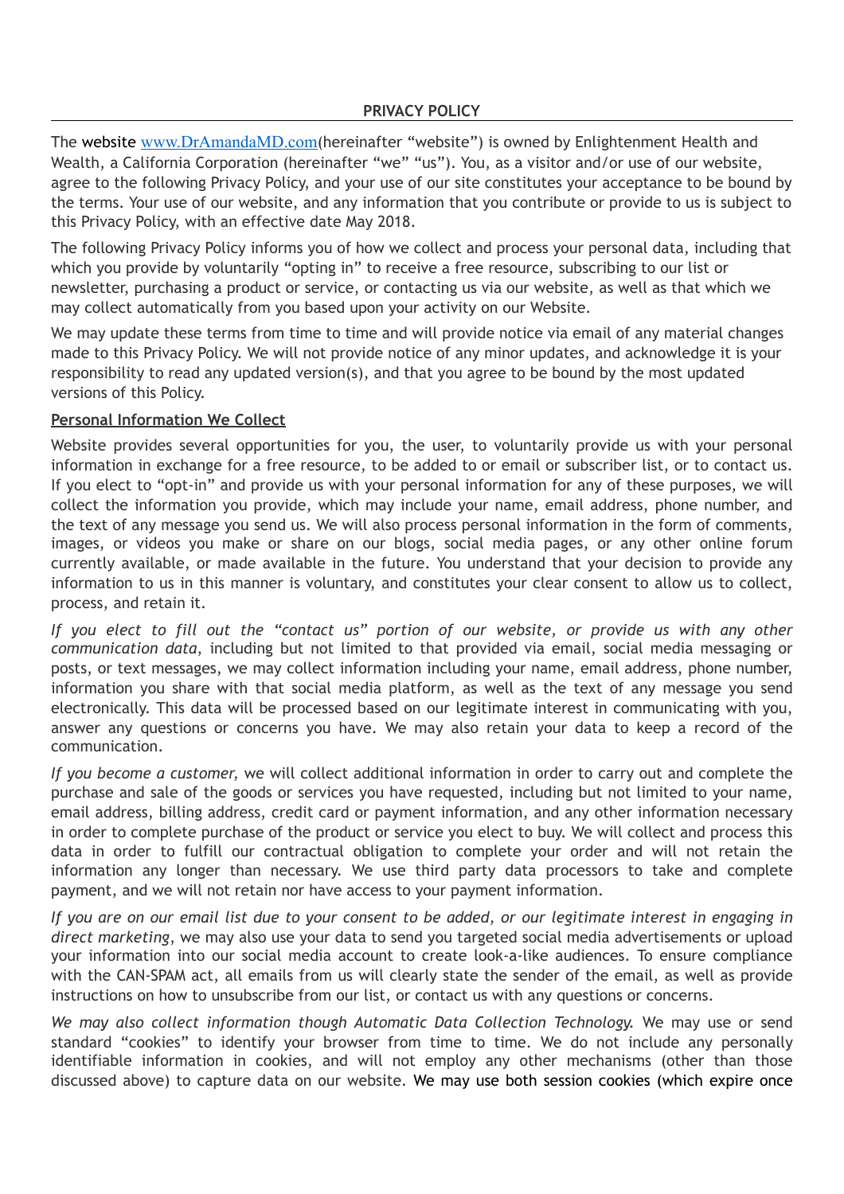**PRIVACY POLICY**

The website www.DrAmandaMD.com(hereinafter "website") is owned by Enlightenment Health and Wealth, a California Corporation (hereinafter "we" "us"). You, as a visitor and/or use of our website, agree to the following Privacy Policy, and your use of our site constitutes your acceptance to be bound by the terms. Your use of our website, and any information that you contribute or provide to us is subject to this Privacy Policy, with an effective date May 2018.

The following Privacy Policy informs you of how we collect and process your personal data, including that which you provide by voluntarily "opting in" to receive a free resource, subscribing to our list or newsletter, purchasing a product or service, or contacting us via our website, as well as that which we may collect automatically from you based upon your activity on our Website.

We may update these terms from time to time and will provide notice via email of any material changes made to this Privacy Policy. We will not provide notice of any minor updates, and acknowledge it is your responsibility to read any updated version(s), and that you agree to be bound by the most updated versions of this Policy.

**Personal Information We Collect**

Website provides several opportunities for you, the user, to voluntarily provide us with your personal information in exchange for a free resource, to be added to or email or subscriber list, or to contact us. If you elect to "opt-in" and provide us with your personal information for any of these purposes, we will collect the information you provide, which may include your name, email address, phone number, and the text of any message you send us. We will also process personal information in the form of comments, images, or videos you make or share on our blogs, social media pages, or any other online forum currently available, or made available in the future. You understand that your decision to provide any information to us in this manner is voluntary, and constitutes your clear consent to allow us to collect, process, and retain it.

*If you elect to fill out the "contact us" portion of our website, or provide us with any other communication data*, including but not limited to that provided via email, social media messaging or posts, or text messages, we may collect information including your name, email address, phone number, information you share with that social media platform, as well as the text of any message you send electronically. This data will be processed based on our legitimate interest in communicating with you, answer any questions or concerns you have. We may also retain your data to keep a record of the communication.

*If you become a customer,* we will collect additional information in order to carry out and complete the purchase and sale of the goods or services you have requested, including but not limited to your name, email address, billing address, credit card or payment information, and any other information necessary in order to complete purchase of the product or service you elect to buy. We will collect and process this data in order to fulfill our contractual obligation to complete your order and will not retain the information any longer than necessary. We use third party data processors to take and complete payment, and we will not retain nor have access to your payment information.

*If you are on our email list due to your consent to be added, or our legitimate interest in engaging in direct marketing*, we may also use your data to send you targeted social media advertisements or upload your information into our social media account to create look-a-like audiences. To ensure compliance with the CAN-SPAM act, all emails from us will clearly state the sender of the email, as well as provide instructions on how to unsubscribe from our list, or contact us with any questions or concerns.

*We may also collect information though Automatic Data Collection Technology.* We may use or send standard "cookies" to identify your browser from time to time. We do not include any personally identifiable information in cookies, and will not employ any other mechanisms (other than those discussed above) to capture data on our website. We may use both session cookies (which expire once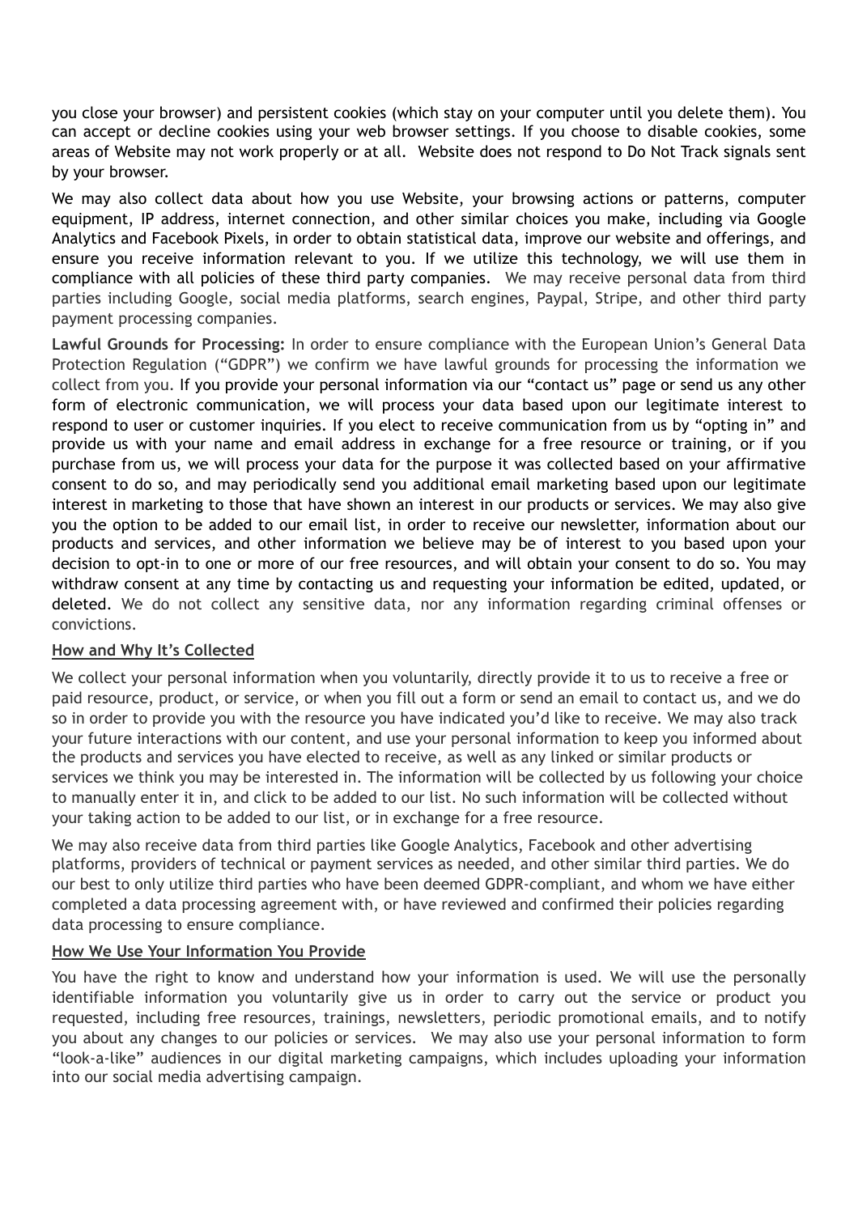you close your browser) and persistent cookies (which stay on your computer until you delete them). You can accept or decline cookies using your web browser settings. If you choose to disable cookies, some areas of Website may not work properly or at all. Website does not respond to Do Not Track signals sent by your browser.

We may also collect data about how you use Website, your browsing actions or patterns, computer equipment, IP address, internet connection, and other similar choices you make, including via Google Analytics and Facebook Pixels, in order to obtain statistical data, improve our website and offerings, and ensure you receive information relevant to you. If we utilize this technology, we will use them in compliance with all policies of these third party companies. We may receive personal data from third parties including Google, social media platforms, search engines, Paypal, Stripe, and other third party payment processing companies.

**Lawful Grounds for Processing:** In order to ensure compliance with the European Union's General Data Protection Regulation ("GDPR") we confirm we have lawful grounds for processing the information we collect from you. If you provide your personal information via our "contact us" page or send us any other form of electronic communication, we will process your data based upon our legitimate interest to respond to user or customer inquiries. If you elect to receive communication from us by "opting in" and provide us with your name and email address in exchange for a free resource or training, or if you purchase from us, we will process your data for the purpose it was collected based on your affirmative consent to do so, and may periodically send you additional email marketing based upon our legitimate interest in marketing to those that have shown an interest in our products or services. We may also give you the option to be added to our email list, in order to receive our newsletter, information about our products and services, and other information we believe may be of interest to you based upon your decision to opt-in to one or more of our free resources, and will obtain your consent to do so. You may withdraw consent at any time by contacting us and requesting your information be edited, updated, or deleted. We do not collect any sensitive data, nor any information regarding criminal offenses or convictions.

**How and Why It's Collected**

We collect your personal information when you voluntarily, directly provide it to us to receive a free or paid resource, product, or service, or when you fill out a form or send an email to contact us, and we do so in order to provide you with the resource you have indicated you'd like to receive. We may also track your future interactions with our content, and use your personal information to keep you informed about the products and services you have elected to receive, as well as any linked or similar products or services we think you may be interested in. The information will be collected by us following your choice to manually enter it in, and click to be added to our list. No such information will be collected without your taking action to be added to our list, or in exchange for a free resource.

We may also receive data from third parties like Google Analytics, Facebook and other advertising platforms, providers of technical or payment services as needed, and other similar third parties. We do our best to only utilize third parties who have been deemed GDPR-compliant, and whom we have either completed a data processing agreement with, or have reviewed and confirmed their policies regarding data processing to ensure compliance.

**How We Use Your Information You Provide**

You have the right to know and understand how your information is used. We will use the personally identifiable information you voluntarily give us in order to carry out the service or product you requested, including free resources, trainings, newsletters, periodic promotional emails, and to notify you about any changes to our policies or services. We may also use your personal information to form "look-a-like" audiences in our digital marketing campaigns, which includes uploading your information into our social media advertising campaign.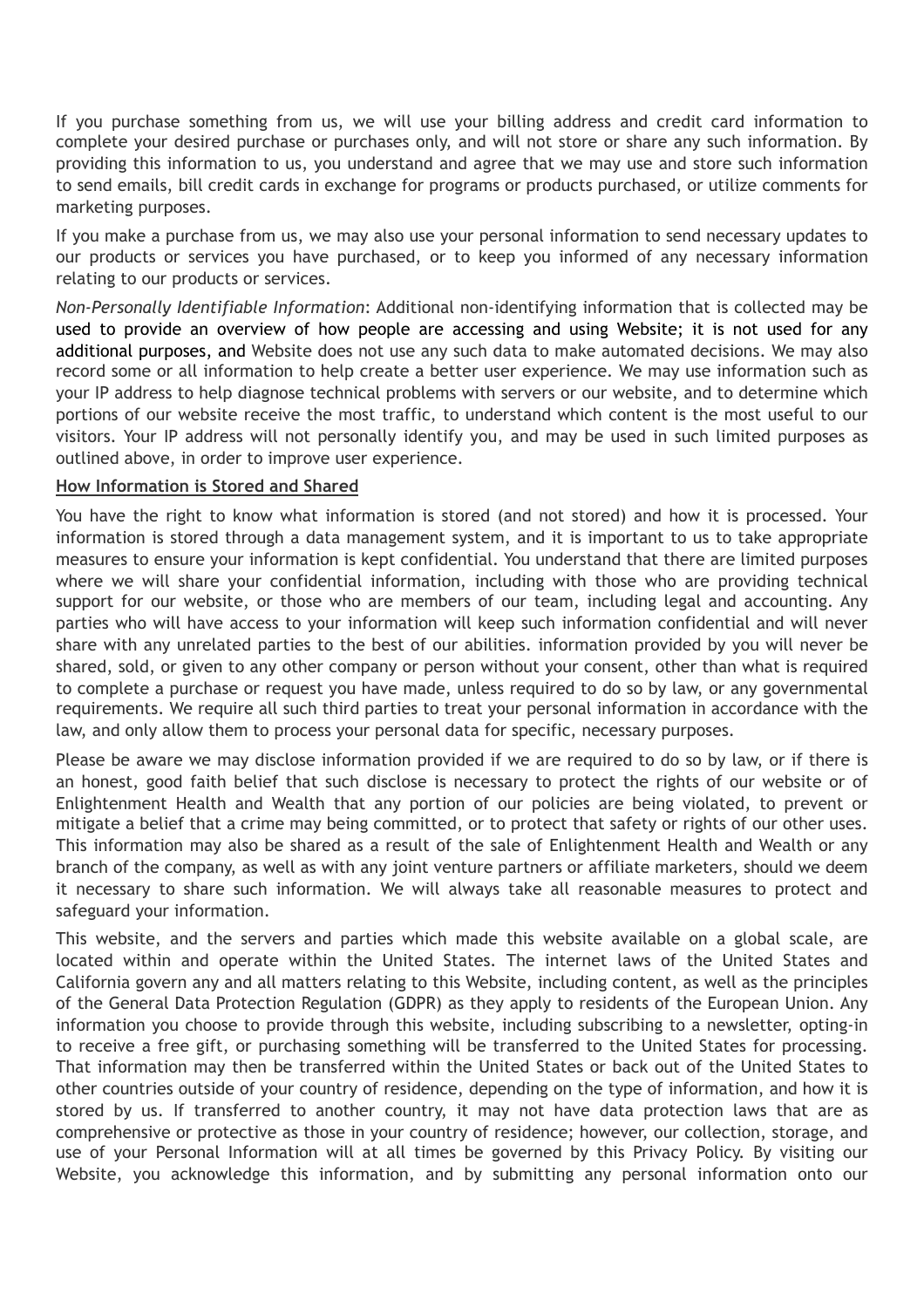If you purchase something from us, we will use your billing address and credit card information to complete your desired purchase or purchases only, and will not store or share any such information. By providing this information to us, you understand and agree that we may use and store such information to send emails, bill credit cards in exchange for programs or products purchased, or utilize comments for marketing purposes.

If you make a purchase from us, we may also use your personal information to send necessary updates to our products or services you have purchased, or to keep you informed of any necessary information relating to our products or services.

*Non-Personally Identifiable Information*: Additional non-identifying information that is collected may be used to provide an overview of how people are accessing and using Website; it is not used for any additional purposes, and Website does not use any such data to make automated decisions. We may also record some or all information to help create a better user experience. We may use information such as your IP address to help diagnose technical problems with servers or our website, and to determine which portions of our website receive the most traffic, to understand which content is the most useful to our visitors. Your IP address will not personally identify you, and may be used in such limited purposes as outlined above, in order to improve user experience.

**How Information is Stored and Shared**

You have the right to know what information is stored (and not stored) and how it is processed. Your information is stored through a data management system, and it is important to us to take appropriate measures to ensure your information is kept confidential. You understand that there are limited purposes where we will share your confidential information, including with those who are providing technical support for our website, or those who are members of our team, including legal and accounting. Any parties who will have access to your information will keep such information confidential and will never share with any unrelated parties to the best of our abilities. information provided by you will never be shared, sold, or given to any other company or person without your consent, other than what is required to complete a purchase or request you have made, unless required to do so by law, or any governmental requirements. We require all such third parties to treat your personal information in accordance with the law, and only allow them to process your personal data for specific, necessary purposes.

Please be aware we may disclose information provided if we are required to do so by law, or if there is an honest, good faith belief that such disclose is necessary to protect the rights of our website or of Enlightenment Health and Wealth that any portion of our policies are being violated, to prevent or mitigate a belief that a crime may being committed, or to protect that safety or rights of our other uses. This information may also be shared as a result of the sale of Enlightenment Health and Wealth or any branch of the company, as well as with any joint venture partners or affiliate marketers, should we deem it necessary to share such information. We will always take all reasonable measures to protect and safeguard your information.

This website, and the servers and parties which made this website available on a global scale, are located within and operate within the United States. The internet laws of the United States and California govern any and all matters relating to this Website, including content, as well as the principles of the General Data Protection Regulation (GDPR) as they apply to residents of the European Union. Any information you choose to provide through this website, including subscribing to a newsletter, opting-in to receive a free gift, or purchasing something will be transferred to the United States for processing. That information may then be transferred within the United States or back out of the United States to other countries outside of your country of residence, depending on the type of information, and how it is stored by us. If transferred to another country, it may not have data protection laws that are as comprehensive or protective as those in your country of residence; however, our collection, storage, and use of your Personal Information will at all times be governed by this Privacy Policy. By visiting our Website, you acknowledge this information, and by submitting any personal information onto our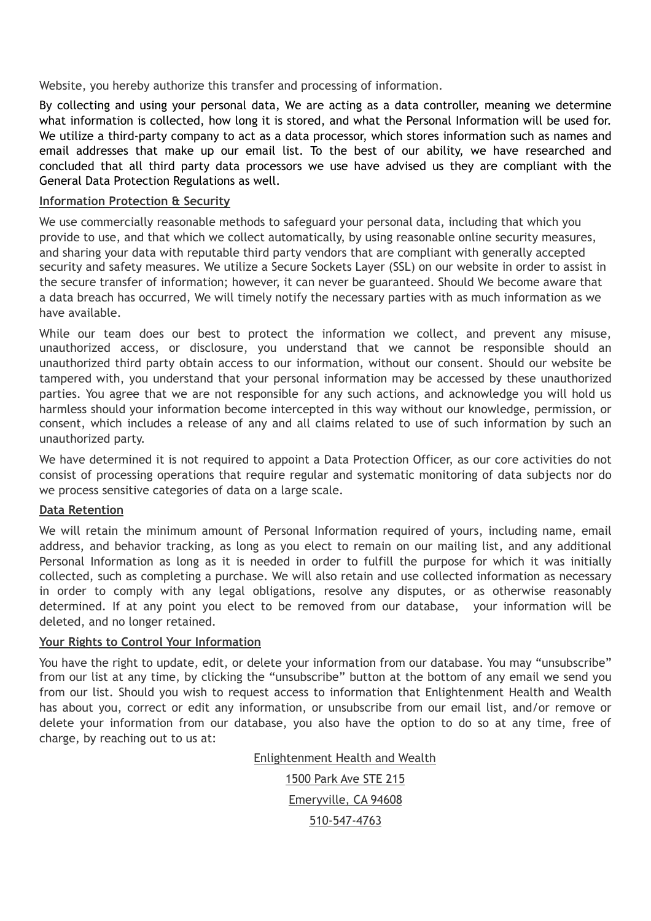Website, you hereby authorize this transfer and processing of information.

By collecting and using your personal data, We are acting as a data controller, meaning we determine what information is collected, how long it is stored, and what the Personal Information will be used for. We utilize a third-party company to act as a data processor, which stores information such as names and email addresses that make up our email list. To the best of our ability, we have researched and concluded that all third party data processors we use have advised us they are compliant with the General Data Protection Regulations as well.

**Information Protection & Security**

We use commercially reasonable methods to safeguard your personal data, including that which you provide to use, and that which we collect automatically, by using reasonable online security measures, and sharing your data with reputable third party vendors that are compliant with generally accepted security and safety measures. We utilize a Secure Sockets Layer (SSL) on our website in order to assist in the secure transfer of information; however, it can never be guaranteed. Should We become aware that a data breach has occurred, We will timely notify the necessary parties with as much information as we have available.

While our team does our best to protect the information we collect, and prevent any misuse, unauthorized access, or disclosure, you understand that we cannot be responsible should an unauthorized third party obtain access to our information, without our consent. Should our website be tampered with, you understand that your personal information may be accessed by these unauthorized parties. You agree that we are not responsible for any such actions, and acknowledge you will hold us harmless should your information become intercepted in this way without our knowledge, permission, or consent, which includes a release of any and all claims related to use of such information by such an unauthorized party.

We have determined it is not required to appoint a Data Protection Officer, as our core activities do not consist of processing operations that require regular and systematic monitoring of data subjects nor do we process sensitive categories of data on a large scale.

**Data Retention**

We will retain the minimum amount of Personal Information required of yours, including name, email address, and behavior tracking, as long as you elect to remain on our mailing list, and any additional Personal Information as long as it is needed in order to fulfill the purpose for which it was initially collected, such as completing a purchase. We will also retain and use collected information as necessary in order to comply with any legal obligations, resolve any disputes, or as otherwise reasonably determined. If at any point you elect to be removed from our database, your information will be deleted, and no longer retained.

**Your Rights to Control Your Information**

You have the right to update, edit, or delete your information from our database. You may "unsubscribe" from our list at any time, by clicking the "unsubscribe" button at the bottom of any email we send you from our list. Should you wish to request access to information that Enlightenment Health and Wealth has about you, correct or edit any information, or unsubscribe from our email list, and/or remove or delete your information from our database, you also have the option to do so at any time, free of charge, by reaching out to us at:

Enlightenment Health and Wealth

1500 Park Ave STE 215

Emeryville, CA 94608

510-547-4763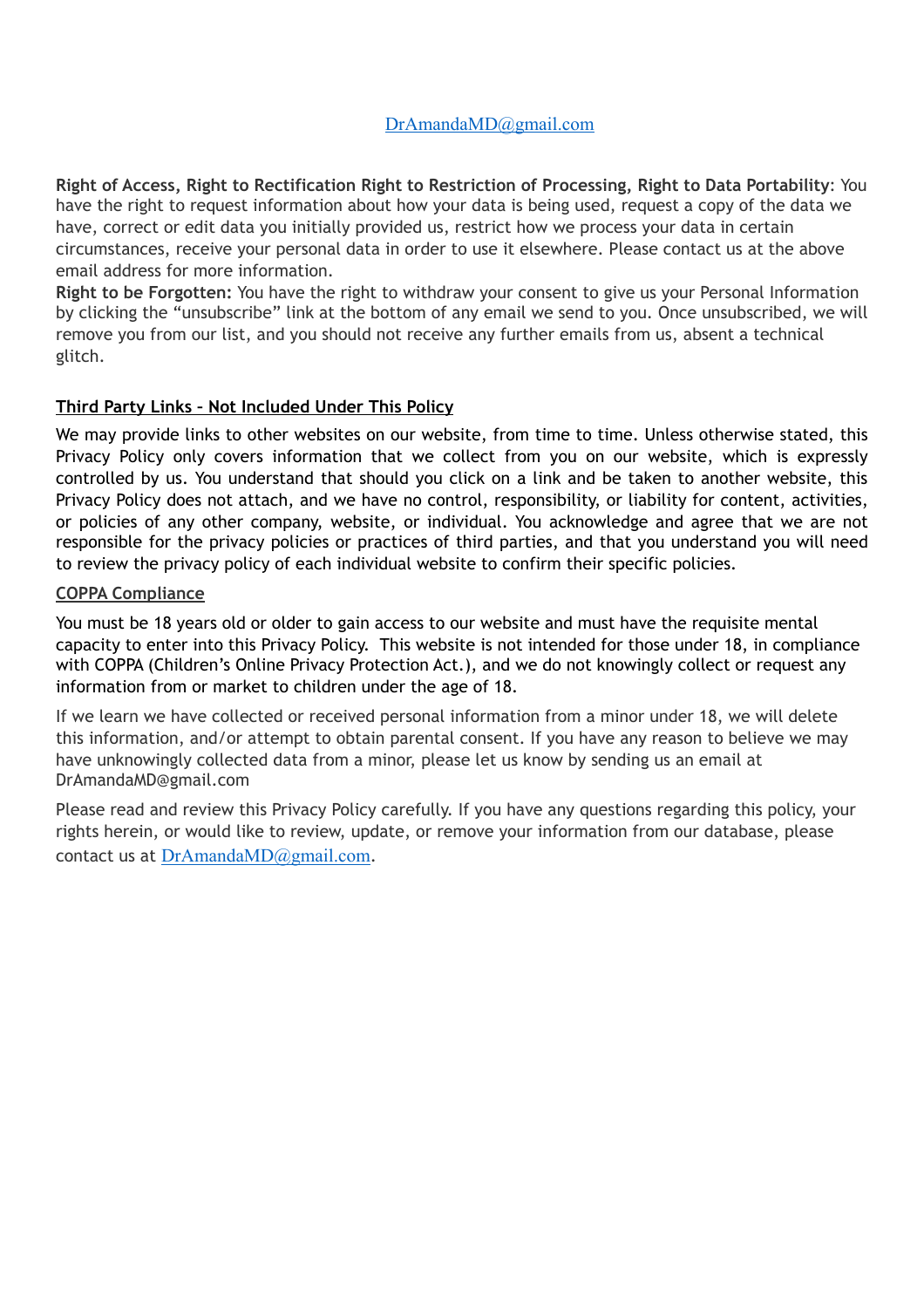DrAmandaMD@gmail.com

**Right of Access, Right to Rectification Right to Restriction of Processing, Right to Data Portability**: You have the right to request information about how your data is being used, request a copy of the data we have, correct or edit data you initially provided us, restrict how we process your data in certain circumstances, receive your personal data in order to use it elsewhere. Please contact us at the above email address for more information.

**Right to be Forgotten:** You have the right to withdraw your consent to give us your Personal Information by clicking the "unsubscribe" link at the bottom of any email we send to you. Once unsubscribed, we will remove you from our list, and you should not receive any further emails from us, absent a technical glitch.

## Third Party Links – Not Included Under This Policy

We may provide links to other websites on our website, from time to time. Unless otherwise stated, this Privacy Policy only covers information that we collect from you on our website, which is expressly controlled by us. You understand that should you click on a link and be taken to another website, this Privacy Policy does not attach, and we have no control, responsibility, or liability for content, activities, or policies of any other company, website, or individual. You acknowledge and agree that we are not responsible for the privacy policies or practices of third parties, and that you understand you will need to review the privacy policy of each individual website to confirm their specific policies.

## COPPA Compliance

You must be 18 years old or older to gain access to our website and must have the requisite mental capacity to enter into this Privacy Policy. This website is not intended for those under 18, in compliance with COPPA (Children's Online Privacy Protection Act.), and we do not knowingly collect or request any information from or market to children under the age of 18.

If we learn we have collected or received personal information from a minor under 18, we will delete this information, and/or attempt to obtain parental consent. If you have any reason to believe we may have unknowingly collected data from a minor, please let us know by sending us an email at DrAmandaMD@gmail.com

Please read and review this Privacy Policy carefully. If you have any questions regarding this policy, your rights herein, or would like to review, update, or remove your information from our database, please contact us at DrAmandaMD@gmail.com.